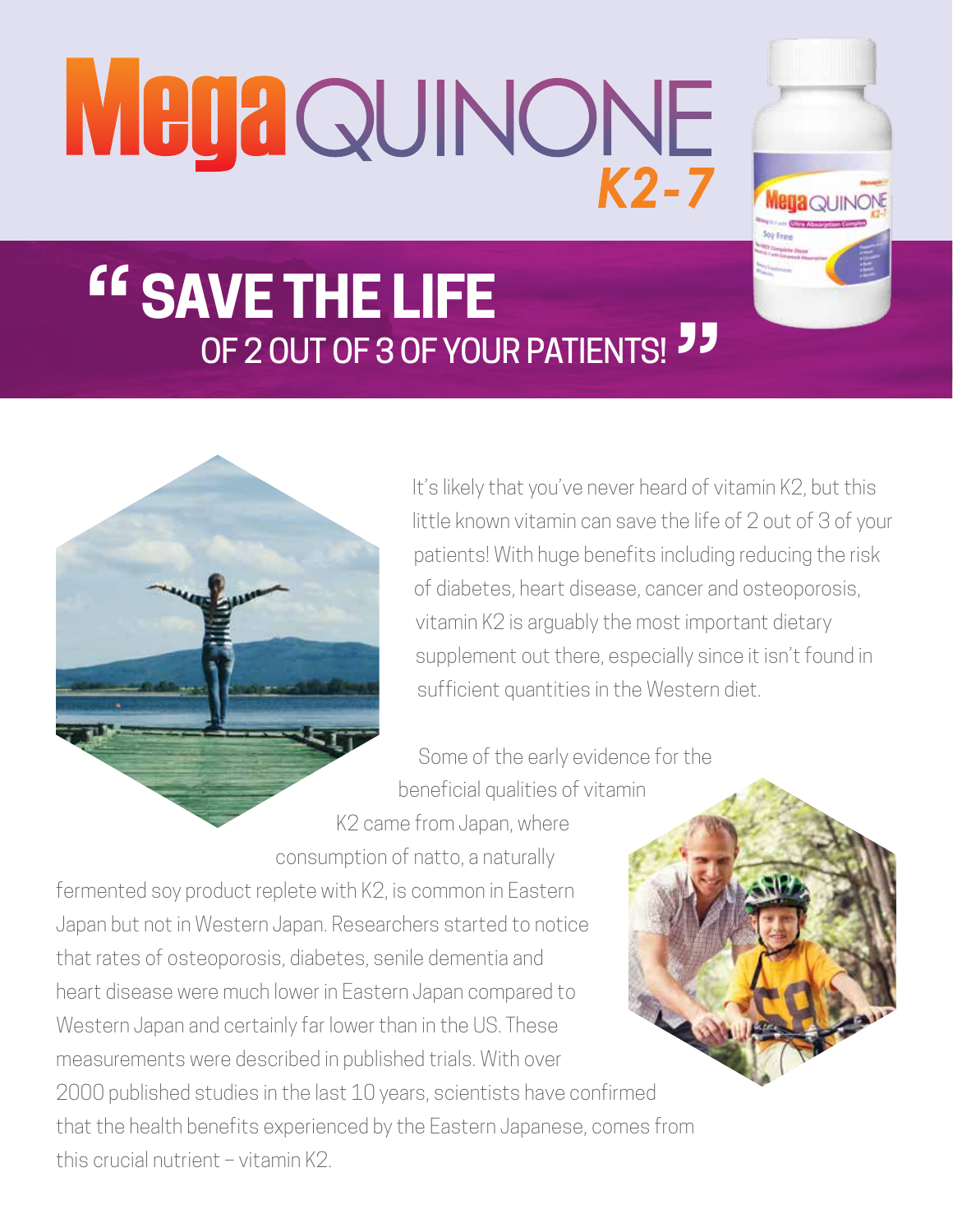# MegaQUINONE K2-7

## "SAVE THE LIFE OF 2 OUT OF 3 OF YOUR PATIENTS!"

It's likely that you've never heard of vitamin K2, but this little known vitamin can save the life of 2 out of 3 of your patients! With huge benefits including reducing the risk of diabetes, heart disease, cancer and osteoporosis, vitamin K2 is arguably the most important dietary supplement out there, especially since it isn't found in sufficient quantities in the Western diet.

Some of the early evidence for the beneficial qualities of vitamin K2 came from Japan, where consumption of natto, a naturally fermented soy product replete with K2, is common in Eastern Japan but not in Western Japan. Researchers started to notice that rates of osteoporosis, diabetes, senile dementia and heart disease were much lower in Eastern Japan compared to Western Japan and certainly far lower than in the US. These measurements were described in published trials. With over 2000 published studies in the last 10 years, scientists have confirmed that the health benefits experienced by the Eastern Japanese, comes from this crucial nutrient – vitamin K2.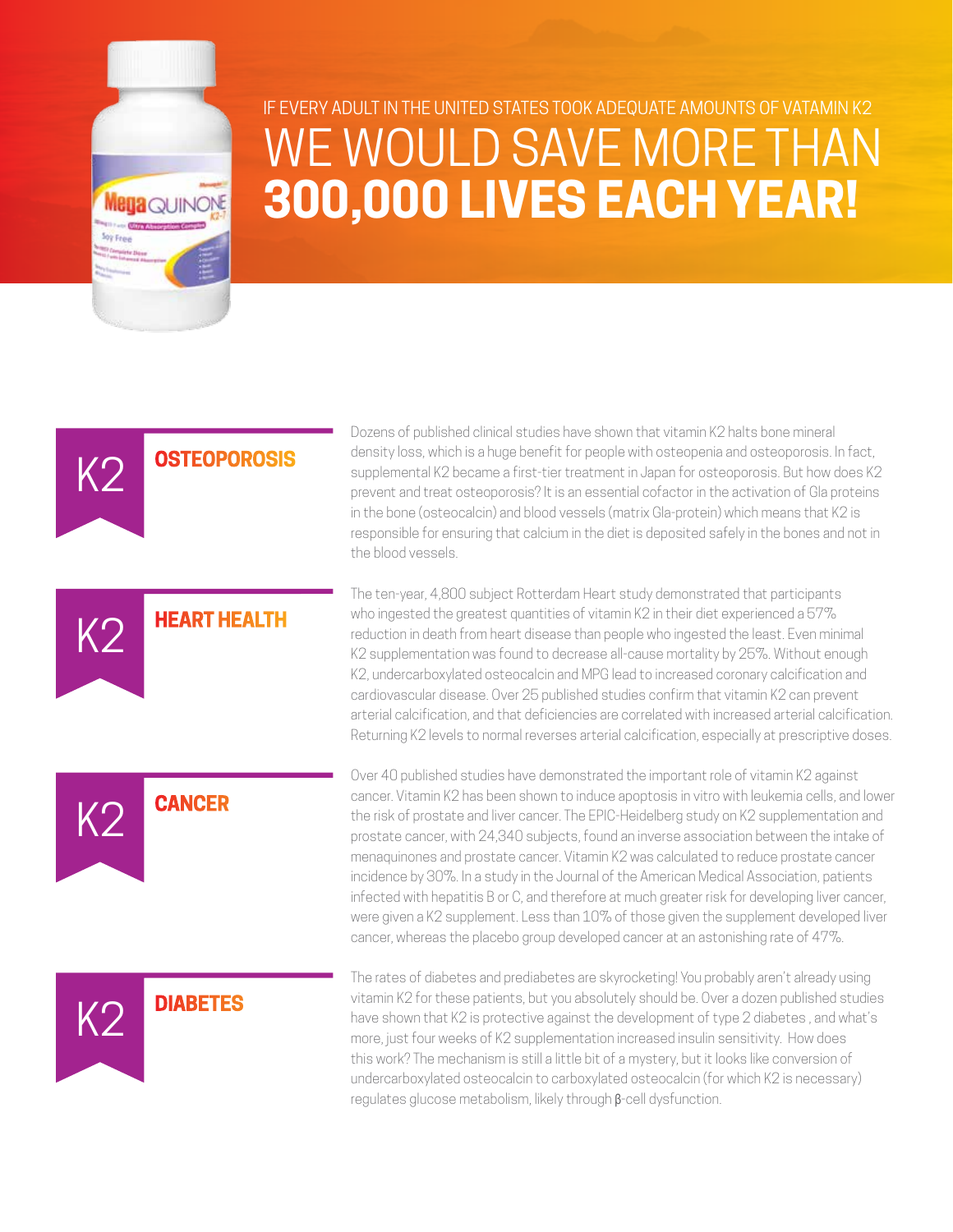IF EVERY ADULT IN THE UNITED STATES TOOK ADEQUATE AMOUNTS OF VATAMIN K2

# WE WOULD SAVE MORE THAN **300,000 LIVES EACH YEAR!**

## K2 OSTEOPOROSIS

Dozens of published clinical studies have shown that vitamin K2 halts bone mineral density loss, which is a huge benefit for people with osteopenia and osteoporosis. In fact, supplemental K2 became a first-tier treatment in Japan for osteoporosis. But how does K2 prevent and treat osteoporosis? It is an essential cofactor in the activation of Gla proteins in the bone (osteocalcin) and blood vessels (matrix Gla-protein) which means that K2 is responsible for ensuring that calcium in the diet is deposited safely in the bones and not in the blood vessels.

## K2 HEART HEALTH

The ten-year, 4,800 subject Rotterdam Heart study demonstrated that participants who ingested the greatest quantities of vitamin K2 in their diet experienced a 57% reduction in death from heart disease than people who ingested the least. Even minimal K2 supplementation was found to decrease all-cause mortality by 25%. Without enough K2, undercarboxylated osteocalcin and MPG lead to increased coronary calcification and cardiovascular disease. Over 25 published studies confirm that vitamin K2 can prevent arterial calcification, and that deficiencies are correlated with increased arterial calcification. Returning K2 levels to normal reverses arterial calcification, especially at prescriptive doses.

## K2 CANCER

Over 40 published studies have demonstrated the important role of vitamin K2 against cancer. Vitamin K2 has been shown to induce apoptosis in vitro with leukemia cells, and lower the risk of prostate and liver cancer. The EPIC-Heidelberg study on K2 supplementation and prostate cancer, with 24,340 subjects, found an inverse association between the intake of menaquinones and prostate cancer. Vitamin K2 was calculated to reduce prostate cancer incidence by 30%. In a study in the Journal of the American Medical Association, patients infected with hepatitis B or C, and therefore at much greater risk for developing liver cancer, were given a K2 supplement. Less than 10% of those given the supplement developed liver cancer, whereas the placebo group developed cancer at an astonishing rate of 47%.

## K2 DIABETES

The rates of diabetes and prediabetes are skyrocketing! You probably aren't already using vitamin K2 for these patients, but you absolutely should be. Over a dozen published studies have shown that K2 is protective against the development of type 2 diabetes , and what's more, just four weeks of K2 supplementation increased insulin sensitivity. How does this work? The mechanism is still a little bit of a mystery, but it looks like conversion of undercarboxylated osteocalcin to carboxylated osteocalcin (for which K2 is necessary) regulates glucose metabolism, likely through β-cell dysfunction.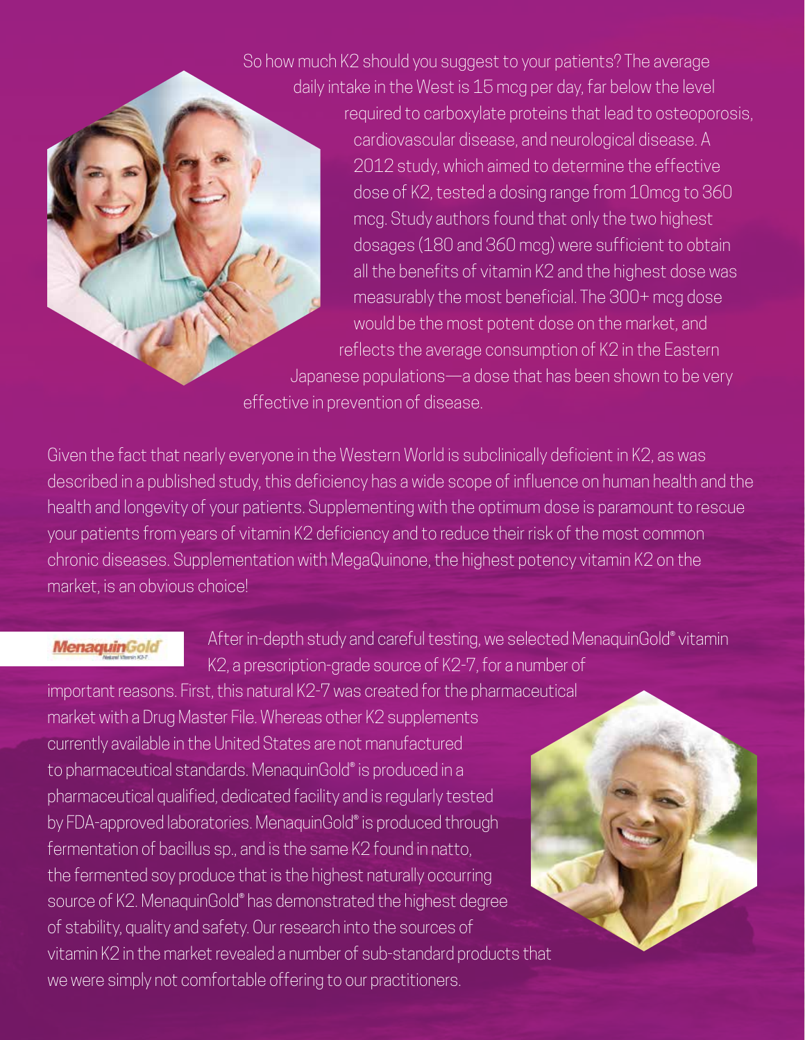So how much K2 should you suggest to your patients? The average daily intake in the West is 15 mcg per day, far below the level required to carboxylate proteins that lead to osteoporosis, cardiovascular disease, and neurological disease. A 2012 study, which aimed to determine the effective dose of K2, tested a dosing range from 10mcg to 360 mcg. Study authors found that only the two highest dosages (180 and 360 mcg) were sufficient to obtain all the benefits of vitamin K2 and the highest dose was measurably the most beneficial. The 300+ mcg dose would be the most potent dose on the market, and reflects the average consumption of K2 in the Eastern Japanese populations—a dose that has been shown to be very effective in prevention of disease.

Given the fact that nearly everyone in the Western World is subclinically deficient in K2, as was described in a published study, this deficiency has a wide scope of influence on human health and the health and longevity of your patients. Supplementing with the optimum dose is paramount to rescue your patients from years of vitamin K2 deficiency and to reduce their risk of the most common chronic diseases. Supplementation with MegaQuinone, the highest potency vitamin K2 on the market, is an obvious choice!

MenaquinGold
Natural Vitamin K2-7

After in-depth study and careful testing, we selected MenaquinGold® vitamin K2, a prescription-grade source of K2-7, for a number of important reasons. First, this natural K2-7 was created for the pharmaceutical market with a Drug Master File. Whereas other K2 supplements currently available in the United States are not manufactured to pharmaceutical standards. MenaquinGold® is produced in a pharmaceutical qualified, dedicated facility and is regularly tested by FDA-approved laboratories. MenaquinGold® is produced through fermentation of bacillus sp., and is the same K2 found in natto, the fermented soy produce that is the highest naturally occurring source of K2. MenaquinGold® has demonstrated the highest degree of stability, quality and safety. Our research into the sources of vitamin K2 in the market revealed a number of sub-standard products that we were simply not comfortable offering to our practitioners.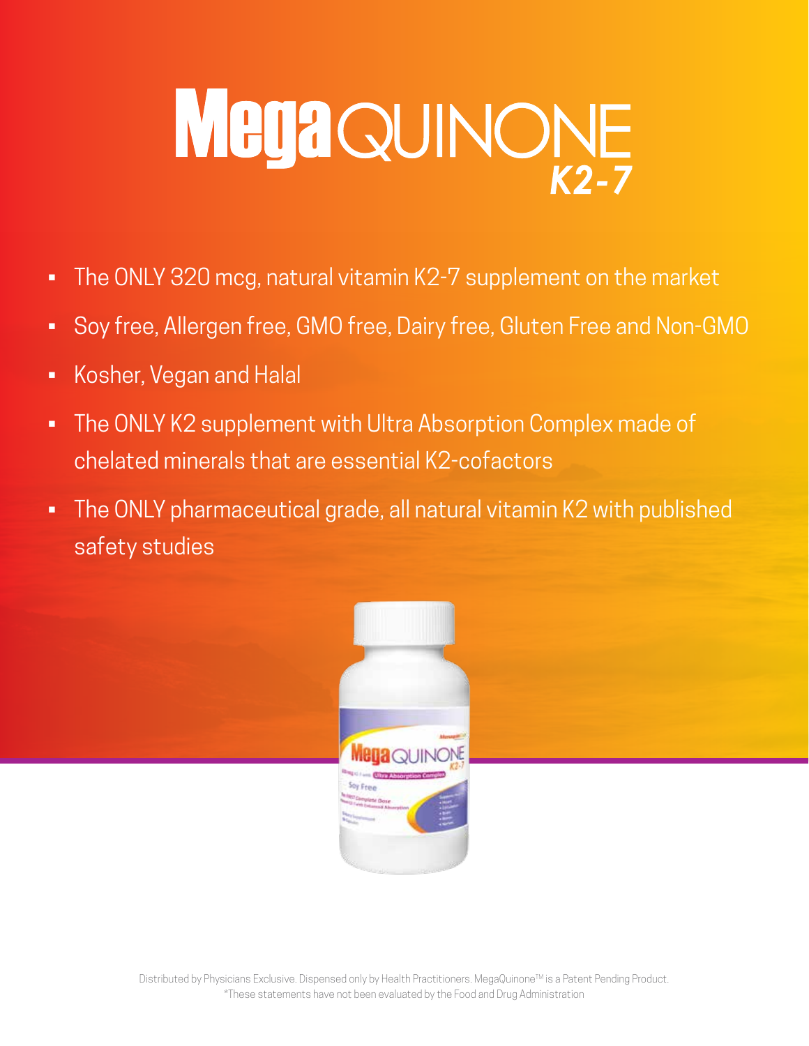# MegaQUINONE K2-7

- The ONLY 320 mcg, natural vitamin K2-7 supplement on the market
- Soy free, Allergen free, GMO free, Dairy free, Gluten Free and Non-GMO
- Kosher, Vegan and Halal
- The ONLY K2 supplement with Ultra Absorption Complex made of chelated minerals that are essential K2-cofactors
- The ONLY pharmaceutical grade, all natural vitamin K2 with published safety studies

Distributed by Physicians Exclusive. Dispensed only by Health Practitioners. MegaQuinone™ is a Patent Pending Product.
*These statements have not been evaluated by the Food and Drug Administration